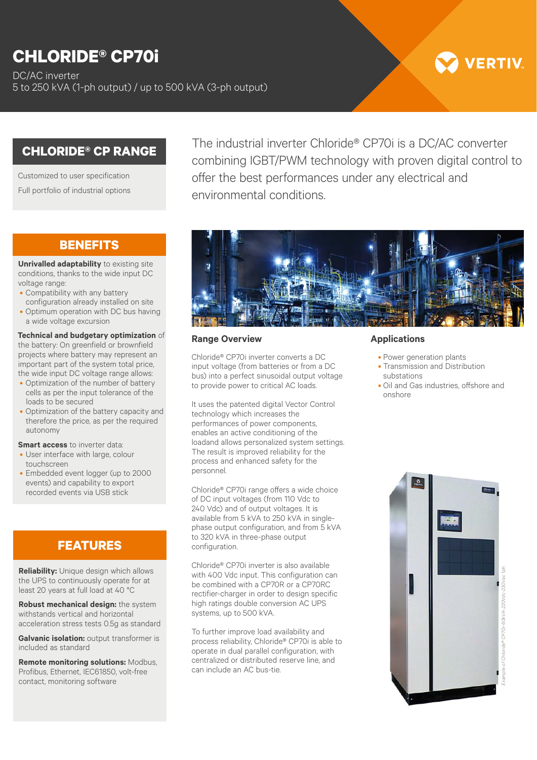# CHLORIDE® CP70i

DC/AC inverter
5 to 250 kVA (1-ph output) / up to 500 kVA (3-ph output)

VERTIV.

## CHLORIDE® CP RANGE

Customized to user specification

Full portfolio of industrial options

The industrial inverter Chloride® CP70i is a DC/AC converter combining IGBT/PWM technology with proven digital control to offer the best performances under any electrical and environmental conditions.

## BENEFITS

**Unrivalled adaptability** to existing site conditions, thanks to the wide input DC voltage range:

- Compatibility with any battery configuration already installed on site
- Optimum operation with DC bus having a wide voltage excursion

**Technical and budgetary optimization** of the battery: On greenfield or brownfield projects where battery may represent an important part of the system total price, the wide input DC voltage range allows:

- Optimization of the number of battery cells as per the input tolerance of the loads to be secured
- Optimization of the battery capacity and therefore the price, as per the required autonomy

**Smart access** to inverter data:

- User interface with large, colour touchscreen
- Embedded event logger (up to 2000 events) and capability to export recorded events via USB stick

## FEATURES

**Reliability:** Unique design which allows the UPS to continuously operate for at least 20 years at full load at 40 °C

**Robust mechanical design:** the system withstands vertical and horizontal acceleration stress tests 0.5g as standard

**Galvanic isolation:** output transformer is included as standard

**Remote monitoring solutions:** Modbus, Profibus, Ethernet, IEC61850, volt-free contact, monitoring software

### Range Overview

Chloride® CP70i inverter converts a DC input voltage (from batteries or from a DC bus) into a perfect sinusoidal output voltage to provide power to critical AC loads.

It uses the patented digital Vector Control technology which increases the performances of power components, enables an active conditioning of the loadand allows personalized system settings. The result is improved reliability for the process and enhanced safety for the personnel.

Chloride® CP70i range offers a wide choice of DC input voltages (from 110 Vdc to 240 Vdc) and of output voltages. It is available from 5 kVA to 250 kVA in single-phase output configuration, and from 5 kVA to 320 kVA in three-phase output configuration.

Chloride® CP70i inverter is also available with 400 Vdc input. This configuration can be combined with a CP70R or a CP70RC rectifier-charger in order to design specific high ratings double conversion AC UPS systems, up to 500 kVA.

To further improve load availability and process reliability, Chloride® CP70i is able to operate in dual parallel configuration, with centralized or distributed reserve line, and can include an AC bus-tie.

### Applications

- Power generation plants
- Transmission and Distribution substations
- Oil and Gas industries, offshore and onshore

*Example of Chloride® CP70i-60kVA 220Vdc-230Vac 1ph*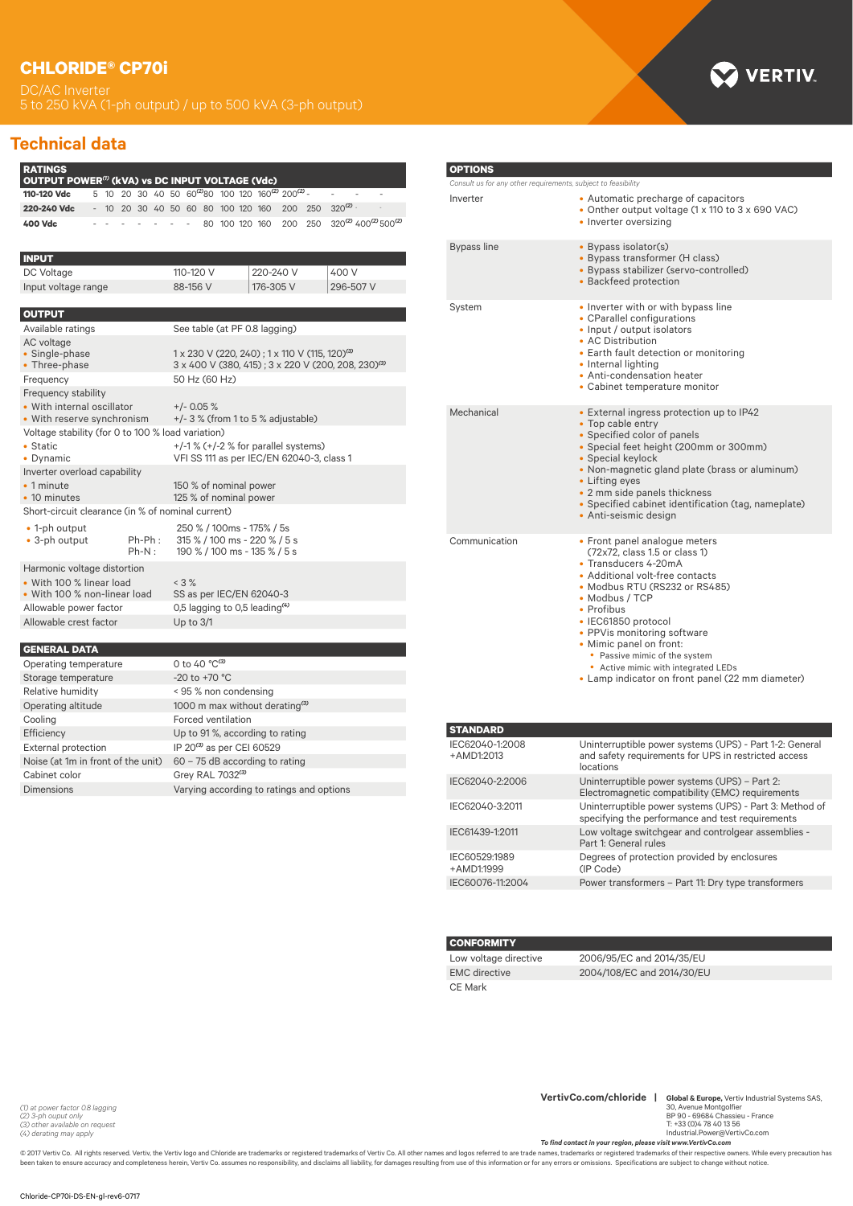# CHLORIDE® CP70i

DC/AC Inverter
5 to 250 kVA (1-ph output) / up to 500 kVA (3-ph output)

## Technical data

### RATINGS

OUTPUT POWER[1] (kVA) vs DC INPUT VOLTAGE (Vdc)

| | | | | | | | | | | | | | | | | |
|---|---|---|---|---|---|---|---|---|---|---|---|---|---|---|---|---|
| 110-120 Vdc | 5 | 10 | 20 | 30 | 40 | 50 | 60[2] | 80 | 100 | 120 | 160[2] | 200[2] | - | - | - | - |
| 220-240 Vdc | - | 10 | 20 | 30 | 40 | 50 | 60 | 80 | 100 | 120 | 160 | 200 | 250 | 320[2] | - | - |
| 400 Vdc | - | - | - | - | - | - | - | 80 | 100 | 120 | 160 | 200 | 250 | 320[2] | 400[2] | 500[2] |

### INPUT

| | | | |
|---|---|---|---|
| DC Voltage | 110-120 V | 220-240 V | 400 V |
| Input voltage range | 88-156 V | 176-305 V | 296-507 V |

### OUTPUT

| | |
|---|---|
| Available ratings | See table (at PF 0.8 lagging) |
| AC voltage | |
| • Single-phase | 1 x 230 V (220, 240) ; 1 x 110 V (115, 120)[3] |
| • Three-phase | 3 x 400 V (380, 415) ; 3 x 220 V (200, 208, 230)[3] |
| Frequency | 50 Hz (60 Hz) |
| Frequency stability | |
| • With internal oscillator | +/- 0.05 % |
| • With reserve synchronism | +/- 3 % (from 1 to 5 % adjustable) |
| Voltage stability (for 0 to 100 % load variation) | |
| • Static | +/-1 % (+/-2 % for parallel systems) |
| • Dynamic | VFI SS 111 as per IEC/EN 62040-3, class 1 |
| Inverter overload capability | |
| • 1 minute | 150 % of nominal power |
| • 10 minutes | 125 % of nominal power |
| Short-circuit clearance (in % of nominal current) | |
| • 1-ph output | 250 % / 100ms - 175% / 5s |
| • 3-ph output Ph-Ph : | 315 % / 100 ms - 220 % / 5 s |
| Ph-N : | 190 % / 100 ms - 135 % / 5 s |
| Harmonic voltage distortion | |
| • With 100 % linear load | < 3 % |
| • With 100 % non-linear load | SS as per IEC/EN 62040-3 |
| Allowable power factor | 0,5 lagging to 0,5 leading[4] |
| Allowable crest factor | Up to 3/1 |

### GENERAL DATA

| | |
|---|---|
| Operating temperature | 0 to 40 °C[3] |
| Storage temperature | -20 to +70 °C |
| Relative humidity | < 95 % non condensing |
| Operating altitude | 1000 m max without derating[3] |
| Cooling | Forced ventilation |
| Efficiency | Up to 91 %, according to rating |
| External protection | IP 20[3] as per CEI 60529 |
| Noise (at 1m in front of the unit) | 60 – 75 dB according to rating |
| Cabinet color | Grey RAL 7032[3] |
| Dimensions | Varying according to ratings and options |

### OPTIONS

*Consult us for any other requirements, subject to feasibility*

| | |
|---|---|
| Inverter | • Automatic precharge of capacitors<br>• Onther output voltage (1 x 110 to 3 x 690 VAC)<br>• Inverter oversizing |
| Bypass line | • Bypass isolator(s)<br>• Bypass transformer (H class)<br>• Bypass stabilizer (servo-controlled)<br>• Backfeed protection |
| System | • Inverter with or with bypass line<br>• CParallel configurations<br>• Input / output isolators<br>• AC Distribution<br>• Earth fault detection or monitoring<br>• Internal lighting<br>• Anti-condensation heater<br>• Cabinet temperature monitor |
| Mechanical | • External ingress protection up to IP42<br>• Top cable entry<br>• Specified color of panels<br>• Special feet height (200mm or 300mm)<br>• Special keylock<br>• Non-magnetic gland plate (brass or aluminum)<br>• Lifting eyes<br>• 2 mm side panels thickness<br>• Specified cabinet identification (tag, nameplate)<br>• Anti-seismic design |
| Communication | • Front panel analogue meters (72x72, class 1.5 or class 1)<br>• Transducers 4-20mA<br>• Additional volt-free contacts<br>• Modbus RTU (RS232 or RS485)<br>• Modbus / TCP<br>• Profibus<br>• IEC61850 protocol<br>• PPVis monitoring software<br>• Mimic panel on front:<br>  • Passive mimic of the system<br>  • Active mimic with integrated LEDs<br>• Lamp indicator on front panel (22 mm diameter) |

### STANDARD

| | |
|---|---|
| IEC62040-1:2008 +AMD1:2013 | Uninterruptible power systems (UPS) - Part 1-2: General and safety requirements for UPS in restricted access locations |
| IEC62040-2:2006 | Uninterruptible power systems (UPS) – Part 2: Electromagnetic compatibility (EMC) requirements |
| IEC62040-3:2011 | Uninterruptible power systems (UPS) - Part 3: Method of specifying the performance and test requirements |
| IEC61439-1:2011 | Low voltage switchgear and controlgear assemblies - Part 1: General rules |
| IEC60529:1989 +AMD1:1999 | Degrees of protection provided by enclosures (IP Code) |
| IEC60076-11:2004 | Power transformers – Part 11: Dry type transformers |

### CONFORMITY

| | |
|---|---|
| Low voltage directive | 2006/95/EC and 2014/35/EU |
| EMC directive | 2004/108/EC and 2014/30/EU |
| CE Mark | |

*(1) at power factor 0.8 lagging*
*(2) 3-ph ouput only*
*(3) other available on request*
*(4) derating may apply*

VertivCo.com/chloride | **Global & Europe,** Vertiv Industrial Systems SAS, 30, Avenue Montgolfier, BP 90 - 69684 Chassieu - France, T: +33 (0)4 78 40 13 56, Industrial.Power@VertivCo.com

***To find contact in your region, please visit www.VertivCo.com***

© 2017 Vertiv Co. All rights reserved. Vertiv, the Vertiv logo and Chloride are trademarks or registered trademarks of Vertiv Co. All other names and logos referred to are trade names, trademarks or registered trademarks of their respective owners. While every precaution has been taken to ensure accuracy and completeness herein, Vertiv Co. assumes no responsibility, and disclaims all liability, for damages resulting from use of this information or for any errors or omissions. Specifications are subject to change without notice.

Chloride-CP70i-DS-EN-gl-rev6-0717